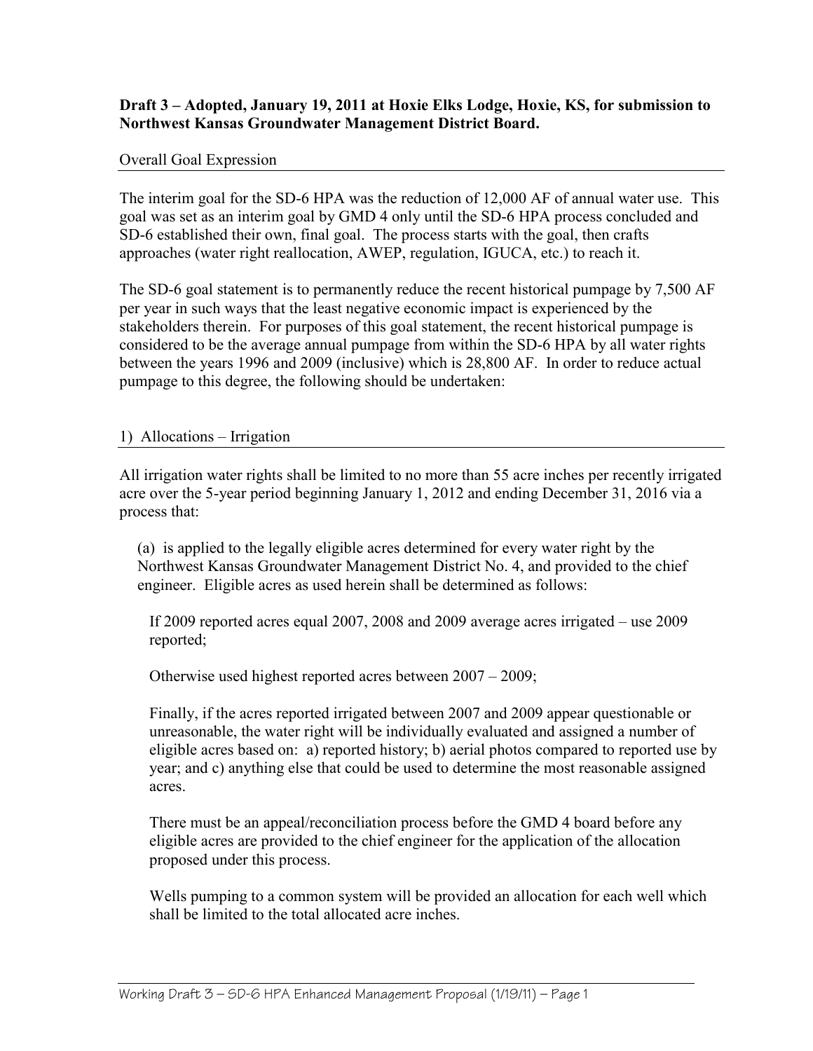**Draft 3 – Adopted, January 19, 2011 at Hoxie Elks Lodge, Hoxie, KS, for submission to Northwest Kansas Groundwater Management District Board.**

## Overall Goal Expression

The interim goal for the SD-6 HPA was the reduction of 12,000 AF of annual water use. This goal was set as an interim goal by GMD 4 only until the SD-6 HPA process concluded and SD-6 established their own, final goal. The process starts with the goal, then crafts approaches (water right reallocation, AWEP, regulation, IGUCA, etc.) to reach it.

The SD-6 goal statement is to permanently reduce the recent historical pumpage by 7,500 AF per year in such ways that the least negative economic impact is experienced by the stakeholders therein. For purposes of this goal statement, the recent historical pumpage is considered to be the average annual pumpage from within the SD-6 HPA by all water rights between the years 1996 and 2009 (inclusive) which is 28,800 AF. In order to reduce actual pumpage to this degree, the following should be undertaken:

## 1) Allocations – Irrigation

All irrigation water rights shall be limited to no more than 55 acre inches per recently irrigated acre over the 5-year period beginning January 1, 2012 and ending December 31, 2016 via a process that:

(a) is applied to the legally eligible acres determined for every water right by the Northwest Kansas Groundwater Management District No. 4, and provided to the chief engineer. Eligible acres as used herein shall be determined as follows:

If 2009 reported acres equal 2007, 2008 and 2009 average acres irrigated – use 2009 reported;

Otherwise used highest reported acres between 2007 – 2009;

Finally, if the acres reported irrigated between 2007 and 2009 appear questionable or unreasonable, the water right will be individually evaluated and assigned a number of eligible acres based on: a) reported history; b) aerial photos compared to reported use by year; and c) anything else that could be used to determine the most reasonable assigned acres.

There must be an appeal/reconciliation process before the GMD 4 board before any eligible acres are provided to the chief engineer for the application of the allocation proposed under this process.

Wells pumping to a common system will be provided an allocation for each well which shall be limited to the total allocated acre inches.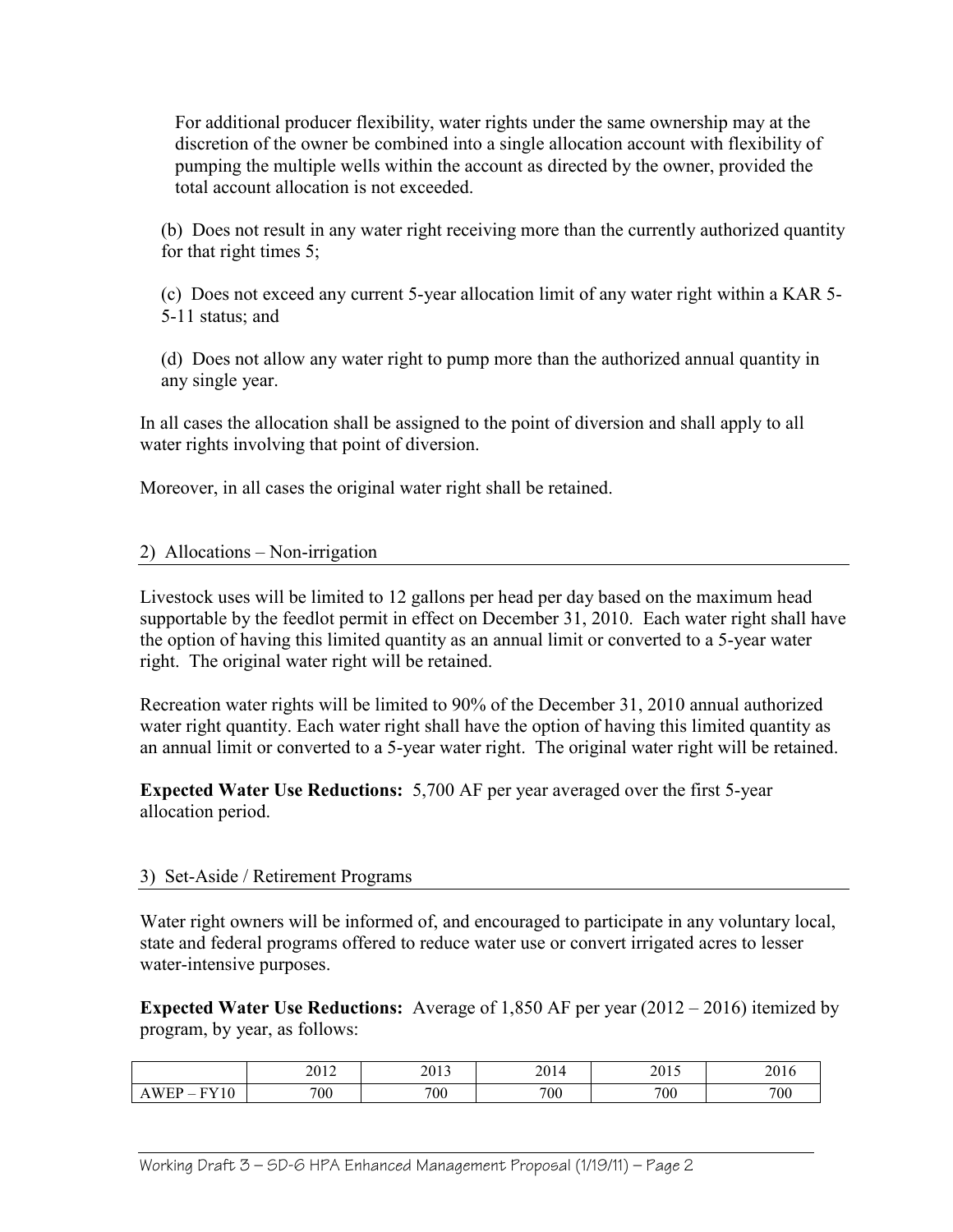For additional producer flexibility, water rights under the same ownership may at the discretion of the owner be combined into a single allocation account with flexibility of pumping the multiple wells within the account as directed by the owner, provided the total account allocation is not exceeded.

(b) Does not result in any water right receiving more than the currently authorized quantity for that right times 5;

(c) Does not exceed any current 5-year allocation limit of any water right within a KAR 5-5-11 status; and

(d) Does not allow any water right to pump more than the authorized annual quantity in any single year.

In all cases the allocation shall be assigned to the point of diversion and shall apply to all water rights involving that point of diversion.

Moreover, in all cases the original water right shall be retained.

## 2) Allocations – Non-irrigation

Livestock uses will be limited to 12 gallons per head per day based on the maximum head supportable by the feedlot permit in effect on December 31, 2010. Each water right shall have the option of having this limited quantity as an annual limit or converted to a 5-year water right. The original water right will be retained.

Recreation water rights will be limited to 90% of the December 31, 2010 annual authorized water right quantity. Each water right shall have the option of having this limited quantity as an annual limit or converted to a 5-year water right. The original water right will be retained.

**Expected Water Use Reductions:** 5,700 AF per year averaged over the first 5-year allocation period.

## 3) Set-Aside / Retirement Programs

Water right owners will be informed of, and encouraged to participate in any voluntary local, state and federal programs offered to reduce water use or convert irrigated acres to lesser water-intensive purposes.

**Expected Water Use Reductions:** Average of 1,850 AF per year (2012 – 2016) itemized by program, by year, as follows:

| | 2012 | 2013 | 2014 | 2015 | 2016 |
|---|---|---|---|---|---|
| AWEP – FY10 | 700 | 700 | 700 | 700 | 700 |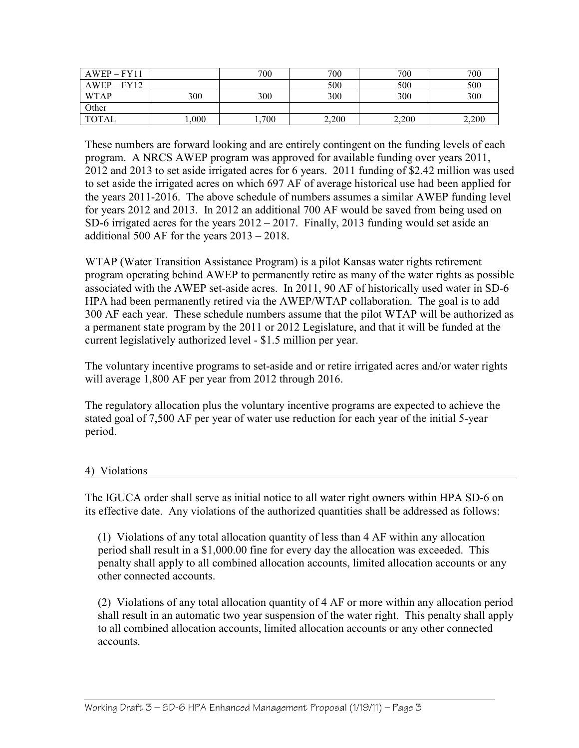| AWEP – FY11 | | 700 | 700 | 700 | 700 |
|---|---|---|---|---|---|
| AWEP – FY12 | | | 500 | 500 | 500 |
| WTAP | 300 | 300 | 300 | 300 | 300 |
| Other | | | | | |
| TOTAL | 1,000 | 1,700 | 2,200 | 2,200 | 2,200 |

These numbers are forward looking and are entirely contingent on the funding levels of each program. A NRCS AWEP program was approved for available funding over years 2011, 2012 and 2013 to set aside irrigated acres for 6 years. 2011 funding of $2.42 million was used to set aside the irrigated acres on which 697 AF of average historical use had been applied for the years 2011-2016. The above schedule of numbers assumes a similar AWEP funding level for years 2012 and 2013. In 2012 an additional 700 AF would be saved from being used on SD-6 irrigated acres for the years 2012 – 2017. Finally, 2013 funding would set aside an additional 500 AF for the years 2013 – 2018.

WTAP (Water Transition Assistance Program) is a pilot Kansas water rights retirement program operating behind AWEP to permanently retire as many of the water rights as possible associated with the AWEP set-aside acres. In 2011, 90 AF of historically used water in SD-6 HPA had been permanently retired via the AWEP/WTAP collaboration. The goal is to add 300 AF each year. These schedule numbers assume that the pilot WTAP will be authorized as a permanent state program by the 2011 or 2012 Legislature, and that it will be funded at the current legislatively authorized level - $1.5 million per year.

The voluntary incentive programs to set-aside and or retire irrigated acres and/or water rights will average 1,800 AF per year from 2012 through 2016.

The regulatory allocation plus the voluntary incentive programs are expected to achieve the stated goal of 7,500 AF per year of water use reduction for each year of the initial 5-year period.

## 4) Violations

The IGUCA order shall serve as initial notice to all water right owners within HPA SD-6 on its effective date. Any violations of the authorized quantities shall be addressed as follows:

(1) Violations of any total allocation quantity of less than 4 AF within any allocation period shall result in a $1,000.00 fine for every day the allocation was exceeded. This penalty shall apply to all combined allocation accounts, limited allocation accounts or any other connected accounts.

(2) Violations of any total allocation quantity of 4 AF or more within any allocation period shall result in an automatic two year suspension of the water right. This penalty shall apply to all combined allocation accounts, limited allocation accounts or any other connected accounts.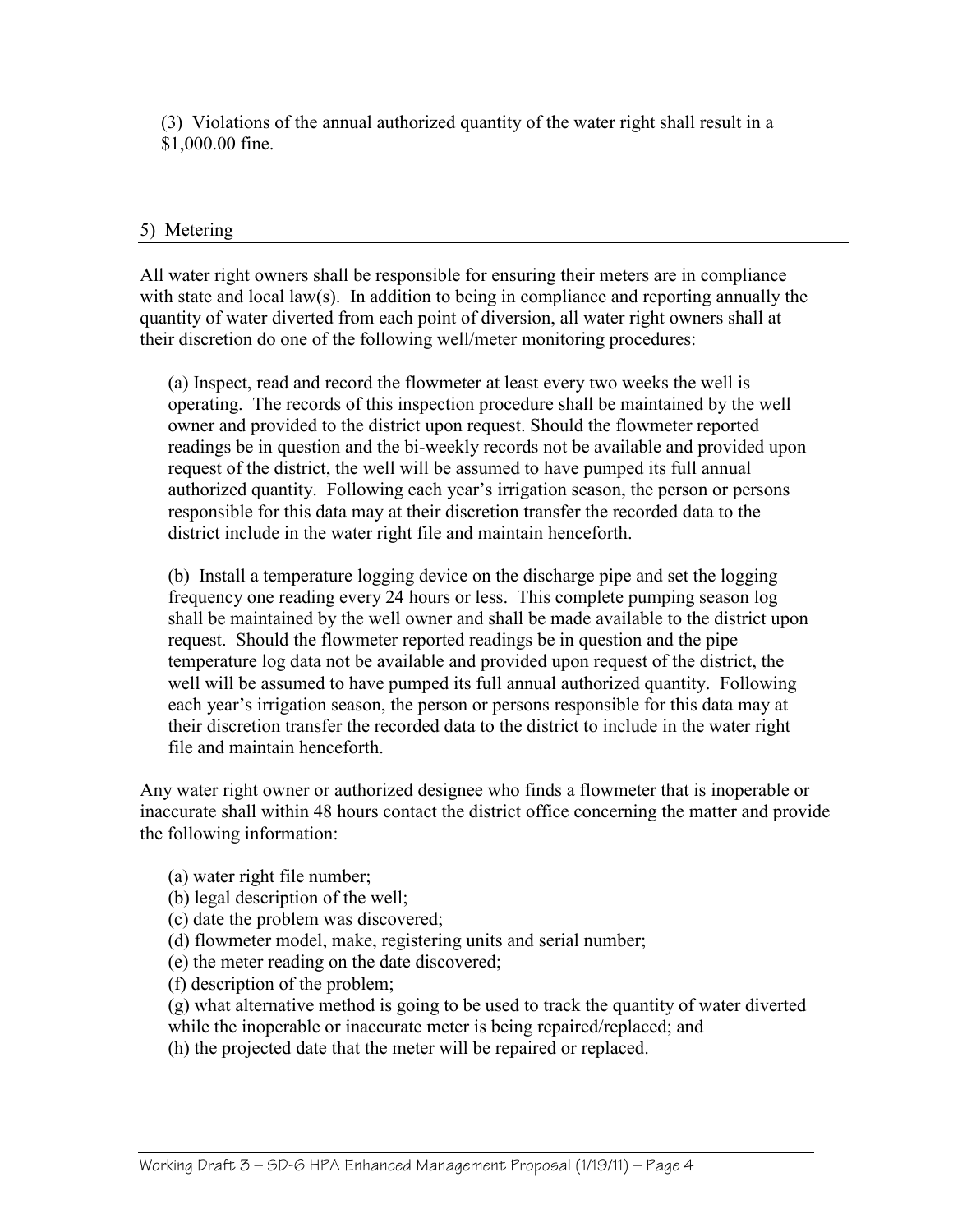(3) Violations of the annual authorized quantity of the water right shall result in a $1,000.00 fine.

## 5) Metering

All water right owners shall be responsible for ensuring their meters are in compliance with state and local law(s). In addition to being in compliance and reporting annually the quantity of water diverted from each point of diversion, all water right owners shall at their discretion do one of the following well/meter monitoring procedures:

(a) Inspect, read and record the flowmeter at least every two weeks the well is operating. The records of this inspection procedure shall be maintained by the well owner and provided to the district upon request. Should the flowmeter reported readings be in question and the bi-weekly records not be available and provided upon request of the district, the well will be assumed to have pumped its full annual authorized quantity. Following each year's irrigation season, the person or persons responsible for this data may at their discretion transfer the recorded data to the district include in the water right file and maintain henceforth.

(b) Install a temperature logging device on the discharge pipe and set the logging frequency one reading every 24 hours or less. This complete pumping season log shall be maintained by the well owner and shall be made available to the district upon request. Should the flowmeter reported readings be in question and the pipe temperature log data not be available and provided upon request of the district, the well will be assumed to have pumped its full annual authorized quantity. Following each year's irrigation season, the person or persons responsible for this data may at their discretion transfer the recorded data to the district to include in the water right file and maintain henceforth.

Any water right owner or authorized designee who finds a flowmeter that is inoperable or inaccurate shall within 48 hours contact the district office concerning the matter and provide the following information:

(a) water right file number;
(b) legal description of the well;
(c) date the problem was discovered;
(d) flowmeter model, make, registering units and serial number;
(e) the meter reading on the date discovered;
(f) description of the problem;
(g) what alternative method is going to be used to track the quantity of water diverted while the inoperable or inaccurate meter is being repaired/replaced; and
(h) the projected date that the meter will be repaired or replaced.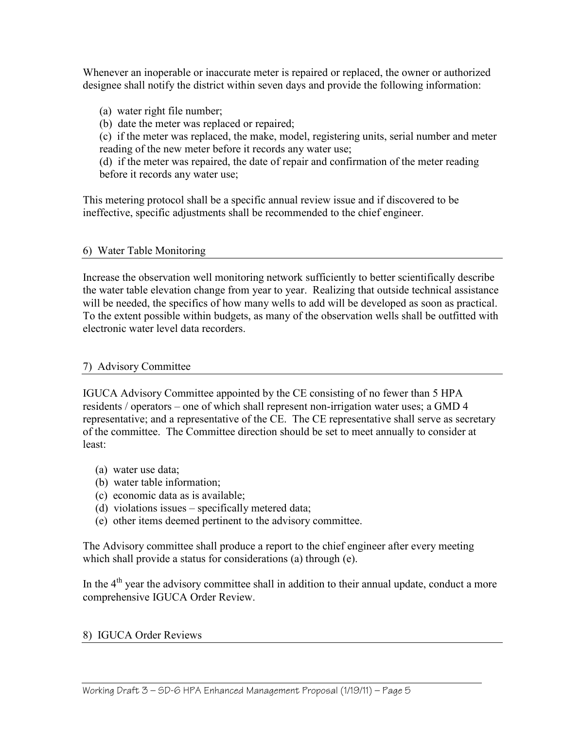Whenever an inoperable or inaccurate meter is repaired or replaced, the owner or authorized designee shall notify the district within seven days and provide the following information:

(a) water right file number;
(b) date the meter was replaced or repaired;
(c) if the meter was replaced, the make, model, registering units, serial number and meter reading of the new meter before it records any water use;
(d) if the meter was repaired, the date of repair and confirmation of the meter reading before it records any water use;

This metering protocol shall be a specific annual review issue and if discovered to be ineffective, specific adjustments shall be recommended to the chief engineer.

## 6) Water Table Monitoring

Increase the observation well monitoring network sufficiently to better scientifically describe the water table elevation change from year to year. Realizing that outside technical assistance will be needed, the specifics of how many wells to add will be developed as soon as practical. To the extent possible within budgets, as many of the observation wells shall be outfitted with electronic water level data recorders.

## 7) Advisory Committee

IGUCA Advisory Committee appointed by the CE consisting of no fewer than 5 HPA residents / operators – one of which shall represent non-irrigation water uses; a GMD 4 representative; and a representative of the CE. The CE representative shall serve as secretary of the committee. The Committee direction should be set to meet annually to consider at least:

(a) water use data;
(b) water table information;
(c) economic data as is available;
(d) violations issues – specifically metered data;
(e) other items deemed pertinent to the advisory committee.

The Advisory committee shall produce a report to the chief engineer after every meeting which shall provide a status for considerations (a) through (e).

In the 4th year the advisory committee shall in addition to their annual update, conduct a more comprehensive IGUCA Order Review.

## 8) IGUCA Order Reviews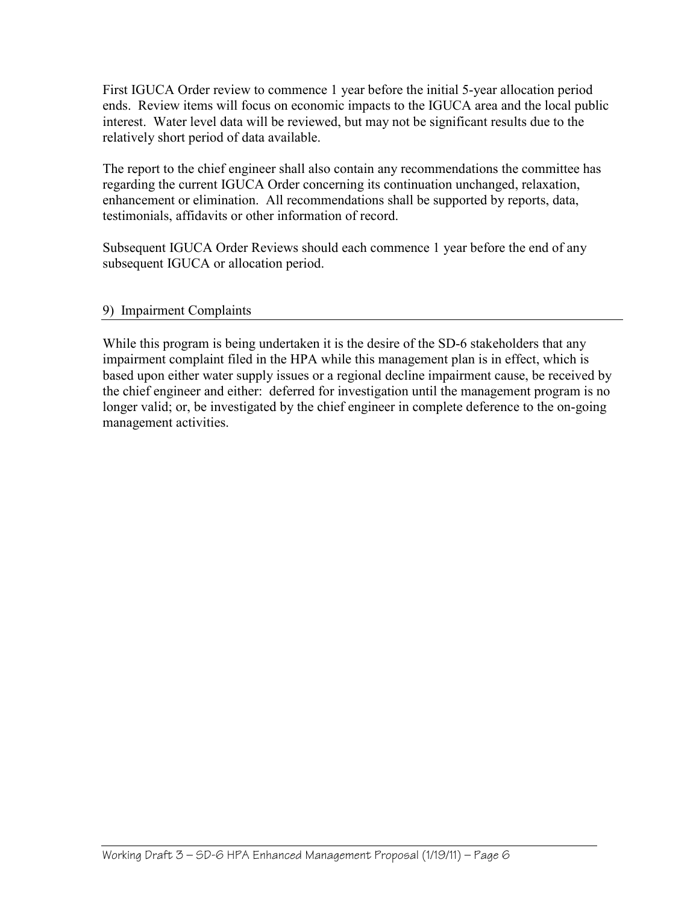First IGUCA Order review to commence 1 year before the initial 5-year allocation period ends. Review items will focus on economic impacts to the IGUCA area and the local public interest. Water level data will be reviewed, but may not be significant results due to the relatively short period of data available.

The report to the chief engineer shall also contain any recommendations the committee has regarding the current IGUCA Order concerning its continuation unchanged, relaxation, enhancement or elimination. All recommendations shall be supported by reports, data, testimonials, affidavits or other information of record.

Subsequent IGUCA Order Reviews should each commence 1 year before the end of any subsequent IGUCA or allocation period.

## 9) Impairment Complaints

While this program is being undertaken it is the desire of the SD-6 stakeholders that any impairment complaint filed in the HPA while this management plan is in effect, which is based upon either water supply issues or a regional decline impairment cause, be received by the chief engineer and either: deferred for investigation until the management program is no longer valid; or, be investigated by the chief engineer in complete deference to the on-going management activities.